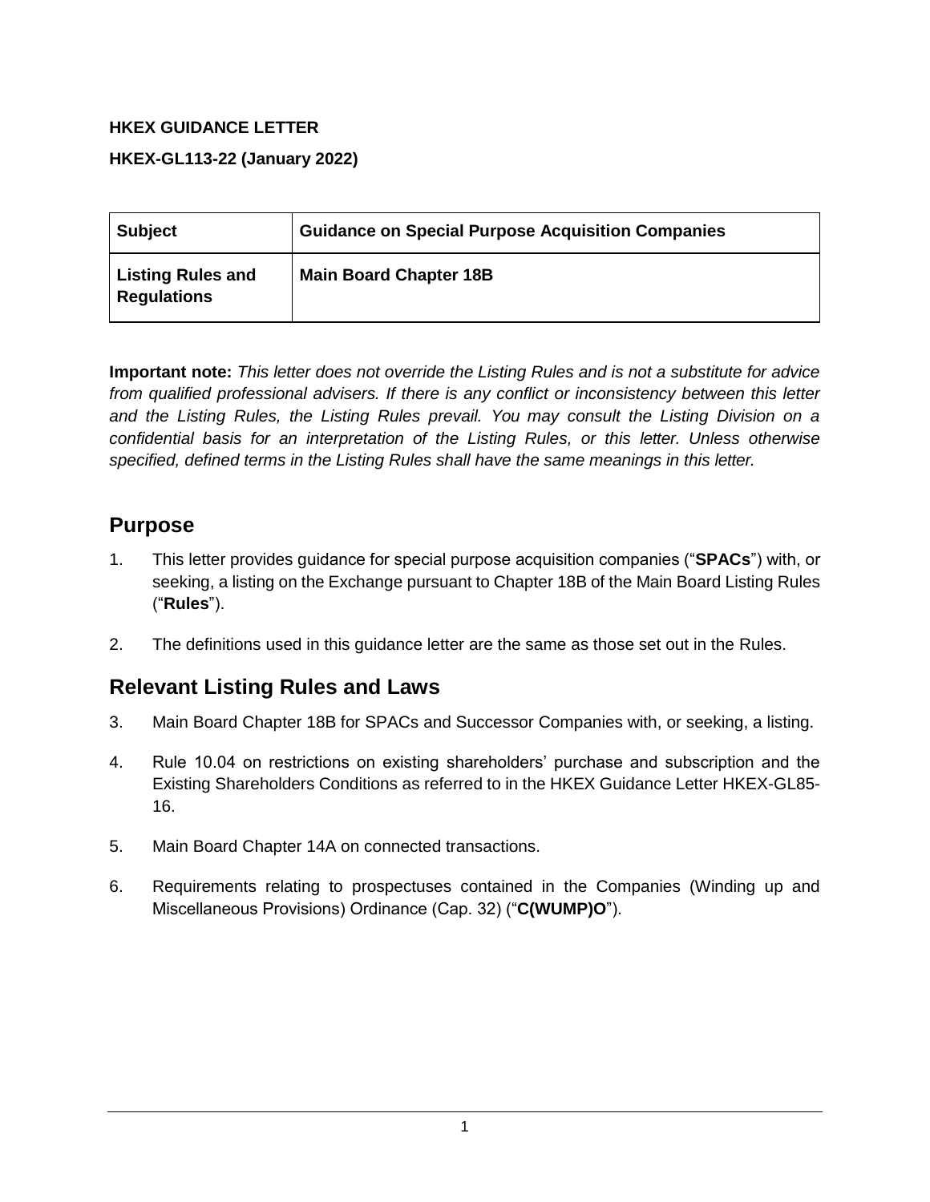**HKEX GUIDANCE LETTER**

**HKEX-GL113-22 (January 2022)**

| **Subject** | **Guidance on Special Purpose Acquisition Companies** |
|---|---|
| **Listing Rules and Regulations** | **Main Board Chapter 18B** |

**Important note:** *This letter does not override the Listing Rules and is not a substitute for advice from qualified professional advisers. If there is any conflict or inconsistency between this letter and the Listing Rules, the Listing Rules prevail. You may consult the Listing Division on a confidential basis for an interpretation of the Listing Rules, or this letter. Unless otherwise specified, defined terms in the Listing Rules shall have the same meanings in this letter.*

## Purpose

1. This letter provides guidance for special purpose acquisition companies ("**SPACs**") with, or seeking, a listing on the Exchange pursuant to Chapter 18B of the Main Board Listing Rules ("**Rules**").

2. The definitions used in this guidance letter are the same as those set out in the Rules.

## Relevant Listing Rules and Laws

3. Main Board Chapter 18B for SPACs and Successor Companies with, or seeking, a listing.

4. Rule 10.04 on restrictions on existing shareholders' purchase and subscription and the Existing Shareholders Conditions as referred to in the HKEX Guidance Letter HKEX-GL85-16.

5. Main Board Chapter 14A on connected transactions.

6. Requirements relating to prospectuses contained in the Companies (Winding up and Miscellaneous Provisions) Ordinance (Cap. 32) ("**C(WUMP)O**").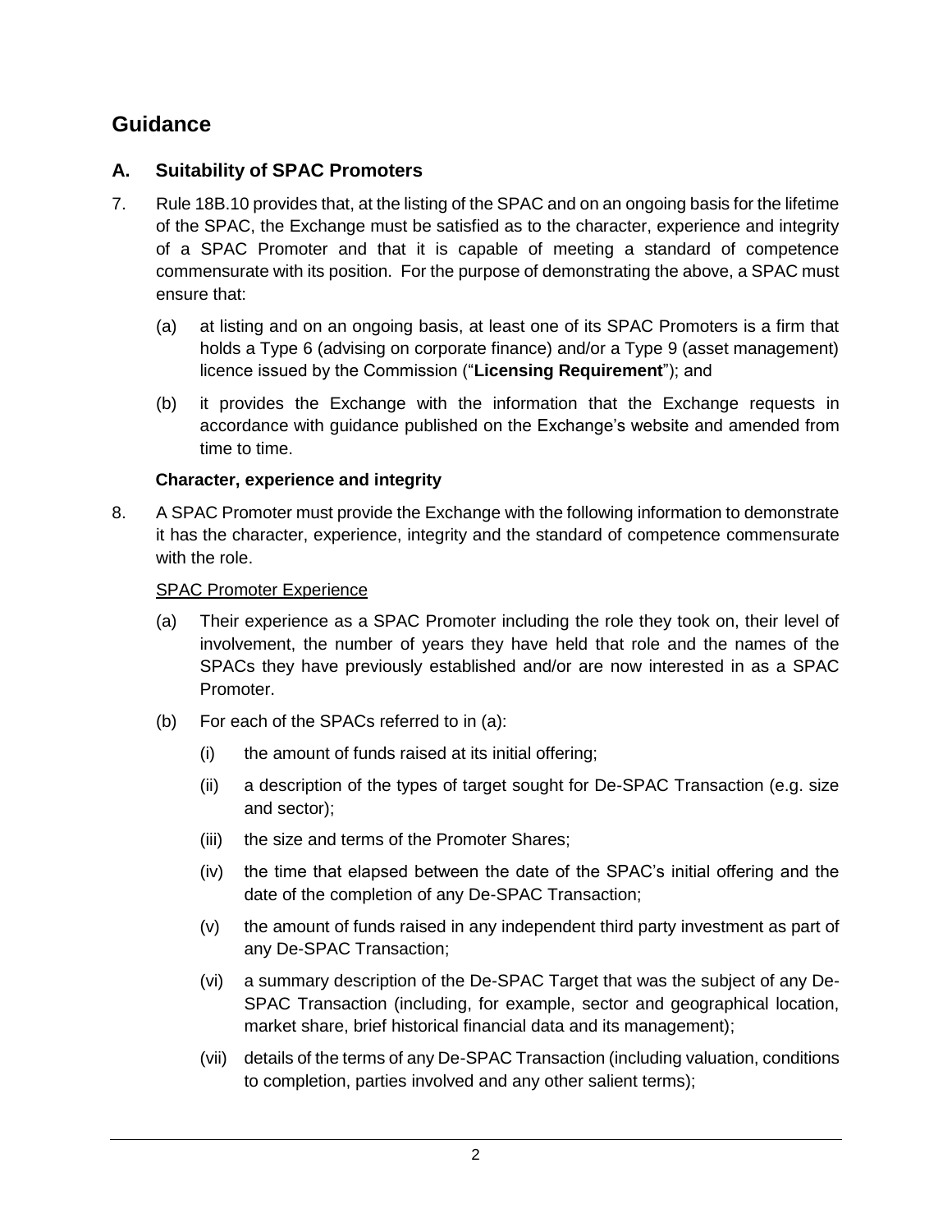# Guidance

## A. Suitability of SPAC Promoters

7. Rule 18B.10 provides that, at the listing of the SPAC and on an ongoing basis for the lifetime of the SPAC, the Exchange must be satisfied as to the character, experience and integrity of a SPAC Promoter and that it is capable of meeting a standard of competence commensurate with its position. For the purpose of demonstrating the above, a SPAC must ensure that:

   (a) at listing and on an ongoing basis, at least one of its SPAC Promoters is a firm that holds a Type 6 (advising on corporate finance) and/or a Type 9 (asset management) licence issued by the Commission ("**Licensing Requirement**"); and

   (b) it provides the Exchange with the information that the Exchange requests in accordance with guidance published on the Exchange's website and amended from time to time.

### Character, experience and integrity

8. A SPAC Promoter must provide the Exchange with the following information to demonstrate it has the character, experience, integrity and the standard of competence commensurate with the role.

   SPAC Promoter Experience

   (a) Their experience as a SPAC Promoter including the role they took on, their level of involvement, the number of years they have held that role and the names of the SPACs they have previously established and/or are now interested in as a SPAC Promoter.

   (b) For each of the SPACs referred to in (a):

      (i) the amount of funds raised at its initial offering;

      (ii) a description of the types of target sought for De-SPAC Transaction (e.g. size and sector);

      (iii) the size and terms of the Promoter Shares;

      (iv) the time that elapsed between the date of the SPAC's initial offering and the date of the completion of any De-SPAC Transaction;

      (v) the amount of funds raised in any independent third party investment as part of any De-SPAC Transaction;

      (vi) a summary description of the De-SPAC Target that was the subject of any De-SPAC Transaction (including, for example, sector and geographical location, market share, brief historical financial data and its management);

      (vii) details of the terms of any De-SPAC Transaction (including valuation, conditions to completion, parties involved and any other salient terms);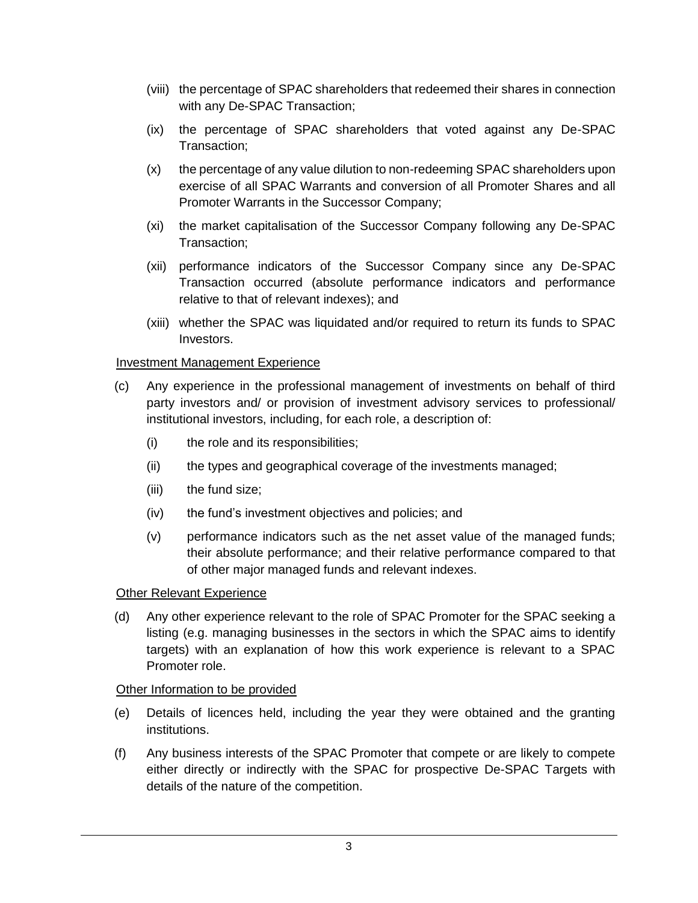(viii) the percentage of SPAC shareholders that redeemed their shares in connection with any De-SPAC Transaction;

(ix) the percentage of SPAC shareholders that voted against any De-SPAC Transaction;

(x) the percentage of any value dilution to non-redeeming SPAC shareholders upon exercise of all SPAC Warrants and conversion of all Promoter Shares and all Promoter Warrants in the Successor Company;

(xi) the market capitalisation of the Successor Company following any De-SPAC Transaction;

(xii) performance indicators of the Successor Company since any De-SPAC Transaction occurred (absolute performance indicators and performance relative to that of relevant indexes); and

(xiii) whether the SPAC was liquidated and/or required to return its funds to SPAC Investors.

<u>Investment Management Experience</u>

(c) Any experience in the professional management of investments on behalf of third party investors and/ or provision of investment advisory services to professional/ institutional investors, including, for each role, a description of:

(i) the role and its responsibilities;

(ii) the types and geographical coverage of the investments managed;

(iii) the fund size;

(iv) the fund's investment objectives and policies; and

(v) performance indicators such as the net asset value of the managed funds; their absolute performance; and their relative performance compared to that of other major managed funds and relevant indexes.

<u>Other Relevant Experience</u>

(d) Any other experience relevant to the role of SPAC Promoter for the SPAC seeking a listing (e.g. managing businesses in the sectors in which the SPAC aims to identify targets) with an explanation of how this work experience is relevant to a SPAC Promoter role.

<u>Other Information to be provided</u>

(e) Details of licences held, including the year they were obtained and the granting institutions.

(f) Any business interests of the SPAC Promoter that compete or are likely to compete either directly or indirectly with the SPAC for prospective De-SPAC Targets with details of the nature of the competition.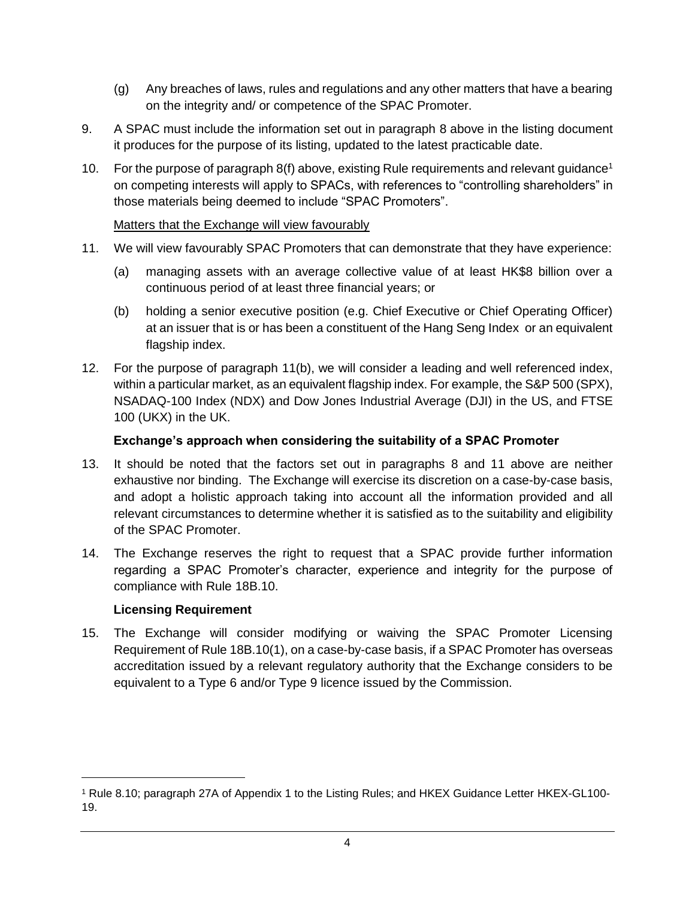(g) Any breaches of laws, rules and regulations and any other matters that have a bearing on the integrity and/ or competence of the SPAC Promoter.

9. A SPAC must include the information set out in paragraph 8 above in the listing document it produces for the purpose of its listing, updated to the latest practicable date.

10. For the purpose of paragraph 8(f) above, existing Rule requirements and relevant guidance[1] on competing interests will apply to SPACs, with references to "controlling shareholders" in those materials being deemed to include "SPAC Promoters".

Matters that the Exchange will view favourably

11. We will view favourably SPAC Promoters that can demonstrate that they have experience:

    (a) managing assets with an average collective value of at least HK$8 billion over a continuous period of at least three financial years; or

    (b) holding a senior executive position (e.g. Chief Executive or Chief Operating Officer) at an issuer that is or has been a constituent of the Hang Seng Index or an equivalent flagship index.

12. For the purpose of paragraph 11(b), we will consider a leading and well referenced index, within a particular market, as an equivalent flagship index. For example, the S&P 500 (SPX), NSADAQ-100 Index (NDX) and Dow Jones Industrial Average (DJI) in the US, and FTSE 100 (UKX) in the UK.

**Exchange's approach when considering the suitability of a SPAC Promoter**

13. It should be noted that the factors set out in paragraphs 8 and 11 above are neither exhaustive nor binding. The Exchange will exercise its discretion on a case-by-case basis, and adopt a holistic approach taking into account all the information provided and all relevant circumstances to determine whether it is satisfied as to the suitability and eligibility of the SPAC Promoter.

14. The Exchange reserves the right to request that a SPAC provide further information regarding a SPAC Promoter's character, experience and integrity for the purpose of compliance with Rule 18B.10.

**Licensing Requirement**

15. The Exchange will consider modifying or waiving the SPAC Promoter Licensing Requirement of Rule 18B.10(1), on a case-by-case basis, if a SPAC Promoter has overseas accreditation issued by a relevant regulatory authority that the Exchange considers to be equivalent to a Type 6 and/or Type 9 licence issued by the Commission.

---

[1] Rule 8.10; paragraph 27A of Appendix 1 to the Listing Rules; and HKEX Guidance Letter HKEX-GL100-19.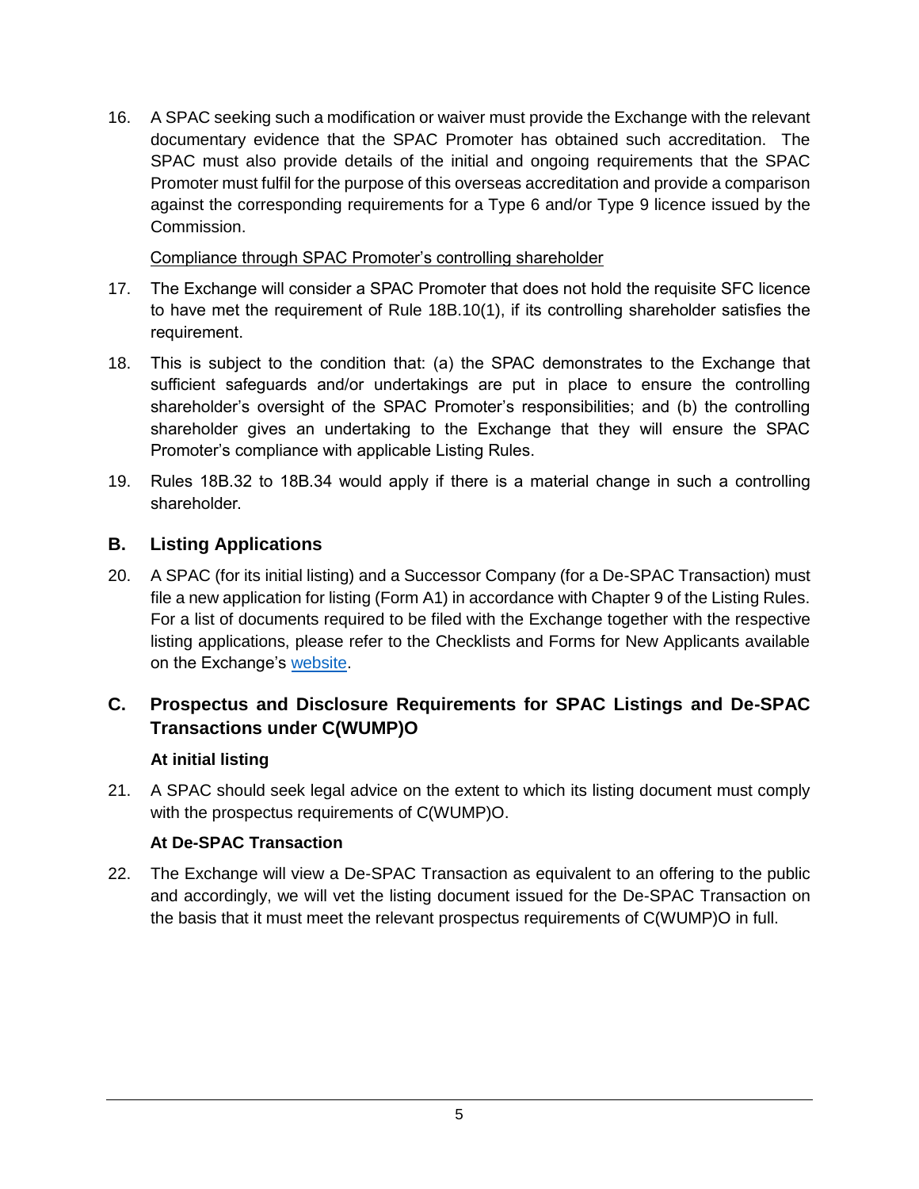16. A SPAC seeking such a modification or waiver must provide the Exchange with the relevant documentary evidence that the SPAC Promoter has obtained such accreditation. The SPAC must also provide details of the initial and ongoing requirements that the SPAC Promoter must fulfil for the purpose of this overseas accreditation and provide a comparison against the corresponding requirements for a Type 6 and/or Type 9 licence issued by the Commission.

<u>Compliance through SPAC Promoter's controlling shareholder</u>

17. The Exchange will consider a SPAC Promoter that does not hold the requisite SFC licence to have met the requirement of Rule 18B.10(1), if its controlling shareholder satisfies the requirement.

18. This is subject to the condition that: (a) the SPAC demonstrates to the Exchange that sufficient safeguards and/or undertakings are put in place to ensure the controlling shareholder's oversight of the SPAC Promoter's responsibilities; and (b) the controlling shareholder gives an undertaking to the Exchange that they will ensure the SPAC Promoter's compliance with applicable Listing Rules.

19. Rules 18B.32 to 18B.34 would apply if there is a material change in such a controlling shareholder.

## B. Listing Applications

20. A SPAC (for its initial listing) and a Successor Company (for a De-SPAC Transaction) must file a new application for listing (Form A1) in accordance with Chapter 9 of the Listing Rules. For a list of documents required to be filed with the Exchange together with the respective listing applications, please refer to the Checklists and Forms for New Applicants available on the Exchange's website.

## C. Prospectus and Disclosure Requirements for SPAC Listings and De-SPAC Transactions under C(WUMP)O

### At initial listing

21. A SPAC should seek legal advice on the extent to which its listing document must comply with the prospectus requirements of C(WUMP)O.

### At De-SPAC Transaction

22. The Exchange will view a De-SPAC Transaction as equivalent to an offering to the public and accordingly, we will vet the listing document issued for the De-SPAC Transaction on the basis that it must meet the relevant prospectus requirements of C(WUMP)O in full.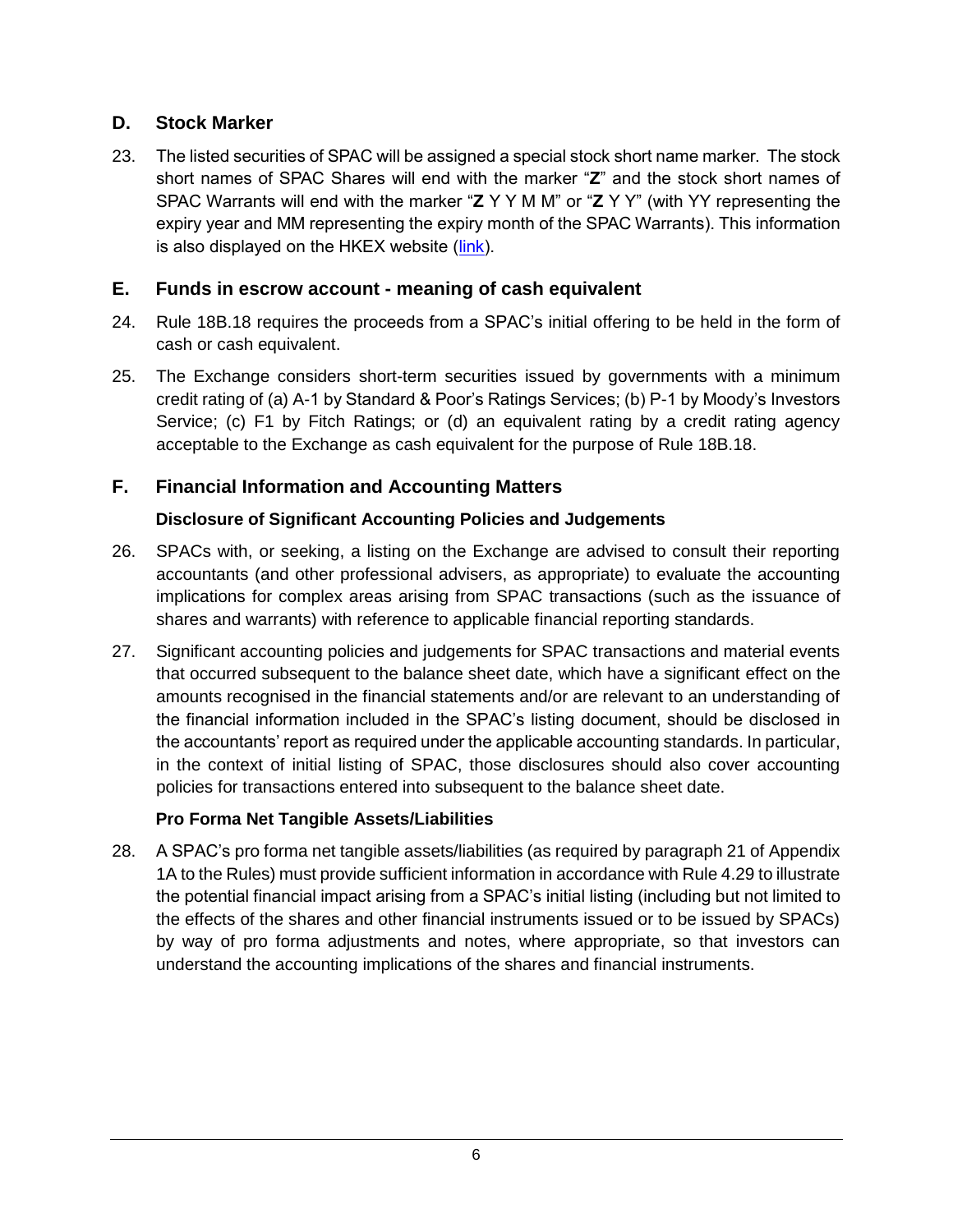## D. Stock Marker

23. The listed securities of SPAC will be assigned a special stock short name marker. The stock short names of SPAC Shares will end with the marker "**Z**" and the stock short names of SPAC Warrants will end with the marker "**Z** Y Y M M" or "**Z** Y Y" (with YY representing the expiry year and MM representing the expiry month of the SPAC Warrants). This information is also displayed on the HKEX website (link).

## E. Funds in escrow account - meaning of cash equivalent

24. Rule 18B.18 requires the proceeds from a SPAC's initial offering to be held in the form of cash or cash equivalent.

25. The Exchange considers short-term securities issued by governments with a minimum credit rating of (a) A-1 by Standard & Poor's Ratings Services; (b) P-1 by Moody's Investors Service; (c) F1 by Fitch Ratings; or (d) an equivalent rating by a credit rating agency acceptable to the Exchange as cash equivalent for the purpose of Rule 18B.18.

## F. Financial Information and Accounting Matters

### Disclosure of Significant Accounting Policies and Judgements

26. SPACs with, or seeking, a listing on the Exchange are advised to consult their reporting accountants (and other professional advisers, as appropriate) to evaluate the accounting implications for complex areas arising from SPAC transactions (such as the issuance of shares and warrants) with reference to applicable financial reporting standards.

27. Significant accounting policies and judgements for SPAC transactions and material events that occurred subsequent to the balance sheet date, which have a significant effect on the amounts recognised in the financial statements and/or are relevant to an understanding of the financial information included in the SPAC's listing document, should be disclosed in the accountants' report as required under the applicable accounting standards. In particular, in the context of initial listing of SPAC, those disclosures should also cover accounting policies for transactions entered into subsequent to the balance sheet date.

### Pro Forma Net Tangible Assets/Liabilities

28. A SPAC's pro forma net tangible assets/liabilities (as required by paragraph 21 of Appendix 1A to the Rules) must provide sufficient information in accordance with Rule 4.29 to illustrate the potential financial impact arising from a SPAC's initial listing (including but not limited to the effects of the shares and other financial instruments issued or to be issued by SPACs) by way of pro forma adjustments and notes, where appropriate, so that investors can understand the accounting implications of the shares and financial instruments.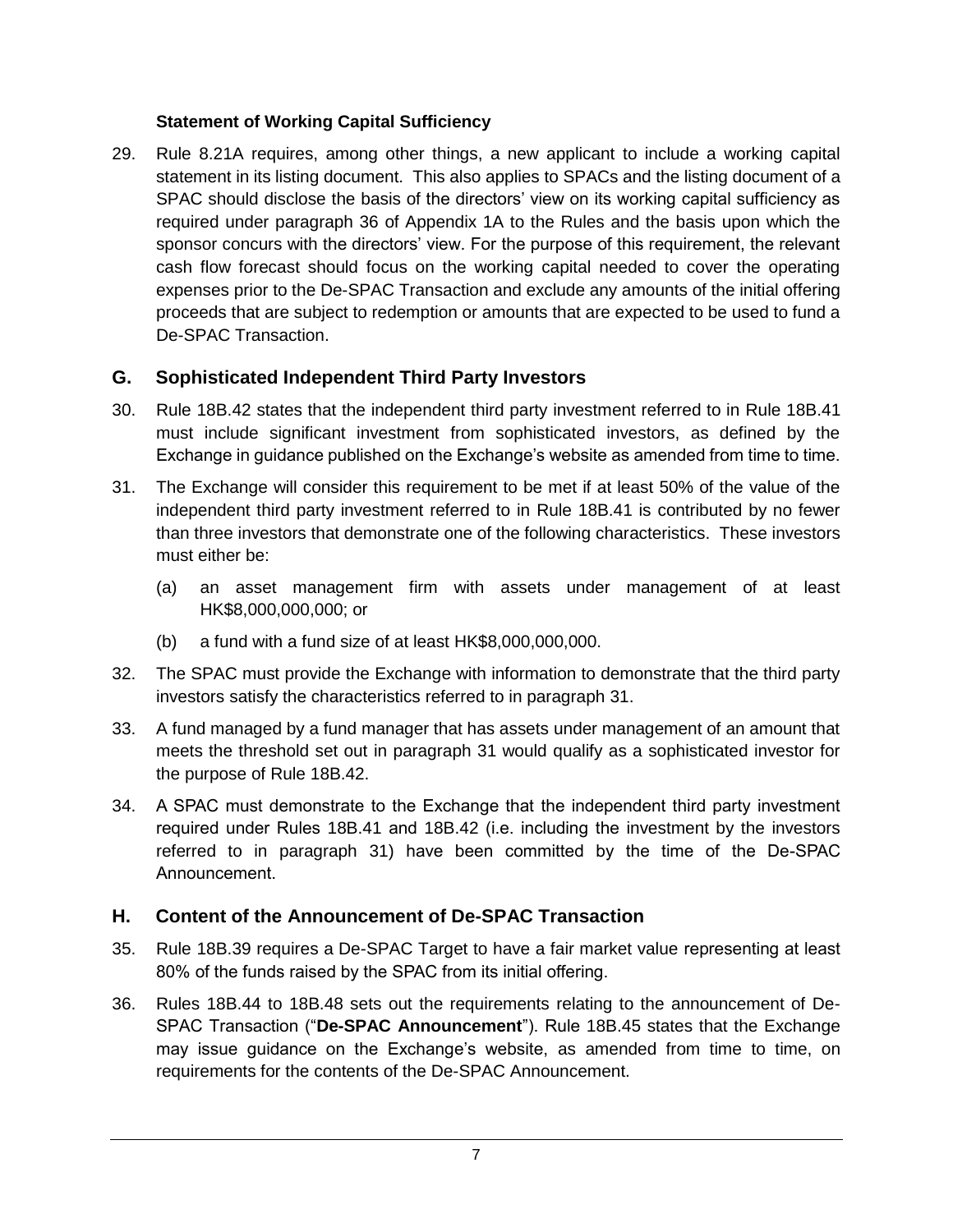**Statement of Working Capital Sufficiency**

29. Rule 8.21A requires, among other things, a new applicant to include a working capital statement in its listing document. This also applies to SPACs and the listing document of a SPAC should disclose the basis of the directors' view on its working capital sufficiency as required under paragraph 36 of Appendix 1A to the Rules and the basis upon which the sponsor concurs with the directors' view. For the purpose of this requirement, the relevant cash flow forecast should focus on the working capital needed to cover the operating expenses prior to the De-SPAC Transaction and exclude any amounts of the initial offering proceeds that are subject to redemption or amounts that are expected to be used to fund a De-SPAC Transaction.

## G. Sophisticated Independent Third Party Investors

30. Rule 18B.42 states that the independent third party investment referred to in Rule 18B.41 must include significant investment from sophisticated investors, as defined by the Exchange in guidance published on the Exchange's website as amended from time to time.

31. The Exchange will consider this requirement to be met if at least 50% of the value of the independent third party investment referred to in Rule 18B.41 is contributed by no fewer than three investors that demonstrate one of the following characteristics. These investors must either be:

    (a) an asset management firm with assets under management of at least HK$8,000,000,000; or

    (b) a fund with a fund size of at least HK$8,000,000,000.

32. The SPAC must provide the Exchange with information to demonstrate that the third party investors satisfy the characteristics referred to in paragraph 31.

33. A fund managed by a fund manager that has assets under management of an amount that meets the threshold set out in paragraph 31 would qualify as a sophisticated investor for the purpose of Rule 18B.42.

34. A SPAC must demonstrate to the Exchange that the independent third party investment required under Rules 18B.41 and 18B.42 (i.e. including the investment by the investors referred to in paragraph 31) have been committed by the time of the De-SPAC Announcement.

## H. Content of the Announcement of De-SPAC Transaction

35. Rule 18B.39 requires a De-SPAC Target to have a fair market value representing at least 80% of the funds raised by the SPAC from its initial offering.

36. Rules 18B.44 to 18B.48 sets out the requirements relating to the announcement of De-SPAC Transaction ("**De-SPAC Announcement**"). Rule 18B.45 states that the Exchange may issue guidance on the Exchange's website, as amended from time to time, on requirements for the contents of the De-SPAC Announcement.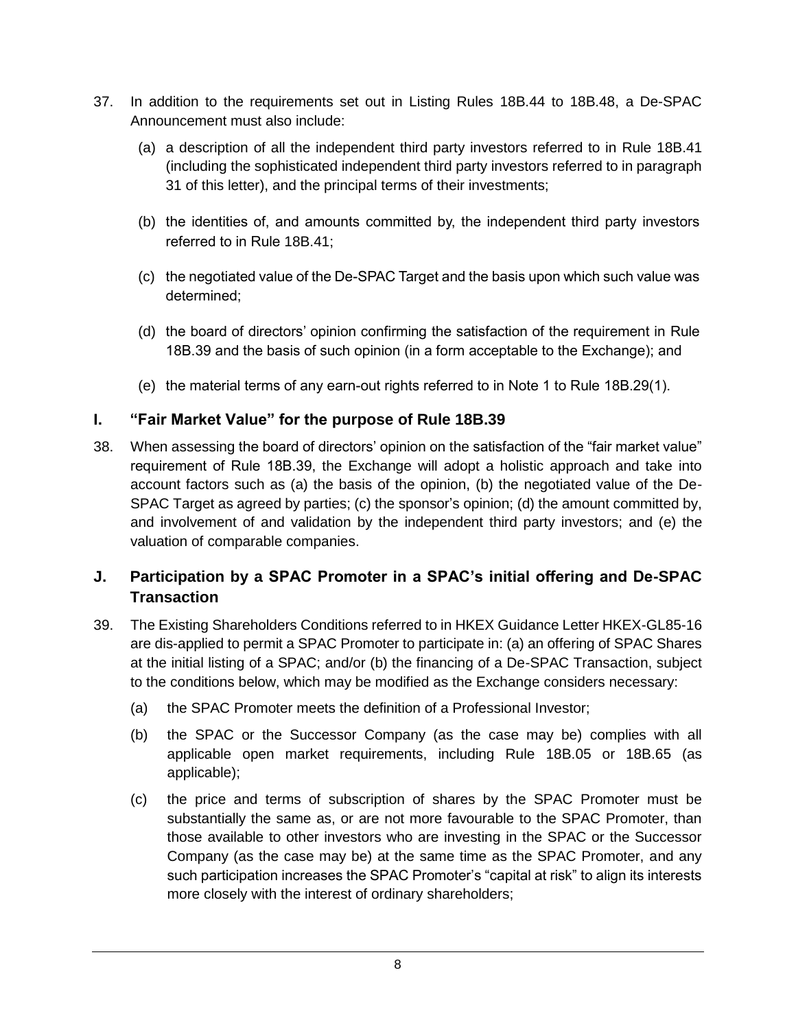37. In addition to the requirements set out in Listing Rules 18B.44 to 18B.48, a De-SPAC Announcement must also include:

    (a) a description of all the independent third party investors referred to in Rule 18B.41 (including the sophisticated independent third party investors referred to in paragraph 31 of this letter), and the principal terms of their investments;

    (b) the identities of, and amounts committed by, the independent third party investors referred to in Rule 18B.41;

    (c) the negotiated value of the De-SPAC Target and the basis upon which such value was determined;

    (d) the board of directors' opinion confirming the satisfaction of the requirement in Rule 18B.39 and the basis of such opinion (in a form acceptable to the Exchange); and

    (e) the material terms of any earn-out rights referred to in Note 1 to Rule 18B.29(1).

## I. "Fair Market Value" for the purpose of Rule 18B.39

38. When assessing the board of directors' opinion on the satisfaction of the "fair market value" requirement of Rule 18B.39, the Exchange will adopt a holistic approach and take into account factors such as (a) the basis of the opinion, (b) the negotiated value of the De-SPAC Target as agreed by parties; (c) the sponsor's opinion; (d) the amount committed by, and involvement of and validation by the independent third party investors; and (e) the valuation of comparable companies.

## J. Participation by a SPAC Promoter in a SPAC's initial offering and De-SPAC Transaction

39. The Existing Shareholders Conditions referred to in HKEX Guidance Letter HKEX-GL85-16 are dis-applied to permit a SPAC Promoter to participate in: (a) an offering of SPAC Shares at the initial listing of a SPAC; and/or (b) the financing of a De-SPAC Transaction, subject to the conditions below, which may be modified as the Exchange considers necessary:

    (a) the SPAC Promoter meets the definition of a Professional Investor;

    (b) the SPAC or the Successor Company (as the case may be) complies with all applicable open market requirements, including Rule 18B.05 or 18B.65 (as applicable);

    (c) the price and terms of subscription of shares by the SPAC Promoter must be substantially the same as, or are not more favourable to the SPAC Promoter, than those available to other investors who are investing in the SPAC or the Successor Company (as the case may be) at the same time as the SPAC Promoter, and any such participation increases the SPAC Promoter's "capital at risk" to align its interests more closely with the interest of ordinary shareholders;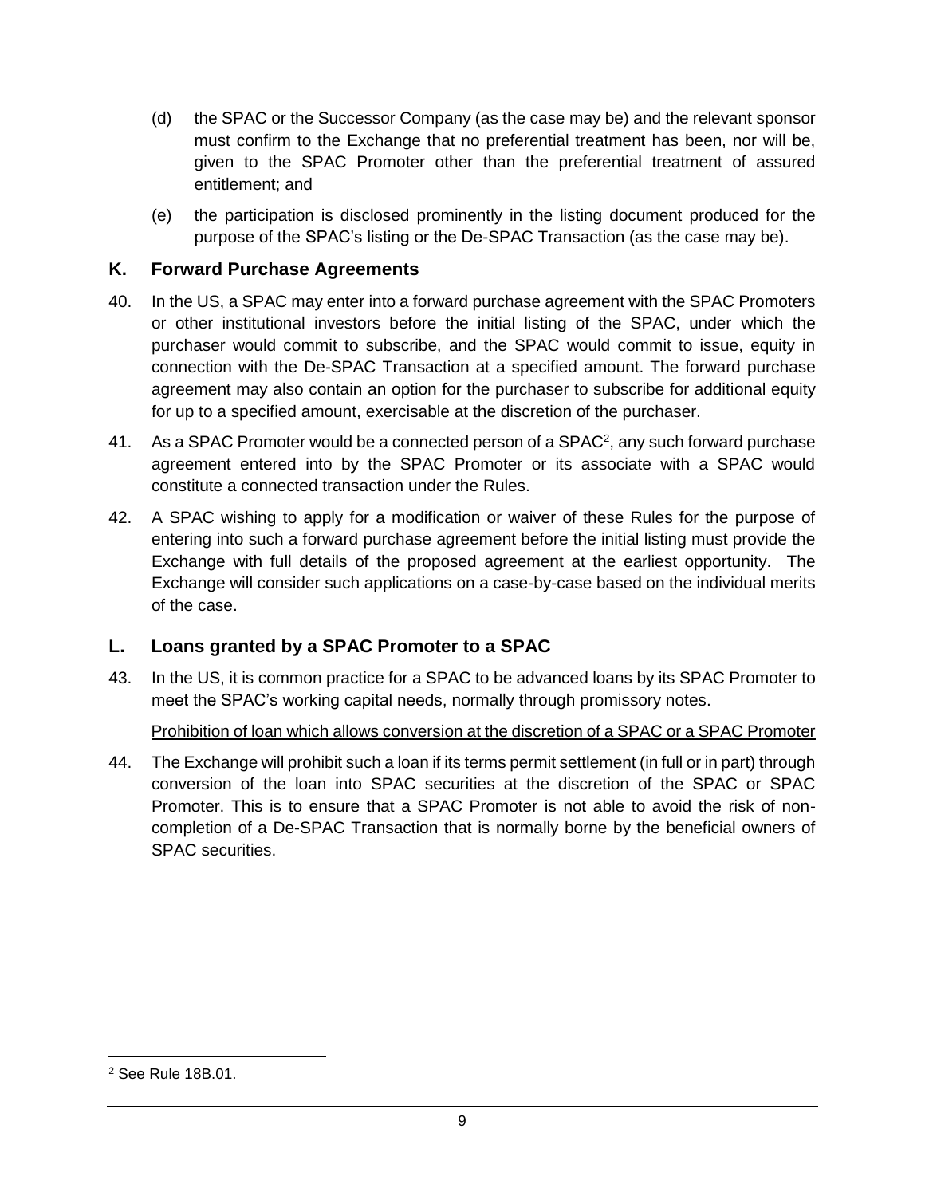(d) the SPAC or the Successor Company (as the case may be) and the relevant sponsor must confirm to the Exchange that no preferential treatment has been, nor will be, given to the SPAC Promoter other than the preferential treatment of assured entitlement; and

(e) the participation is disclosed prominently in the listing document produced for the purpose of the SPAC's listing or the De-SPAC Transaction (as the case may be).

## K. Forward Purchase Agreements

40. In the US, a SPAC may enter into a forward purchase agreement with the SPAC Promoters or other institutional investors before the initial listing of the SPAC, under which the purchaser would commit to subscribe, and the SPAC would commit to issue, equity in connection with the De-SPAC Transaction at a specified amount. The forward purchase agreement may also contain an option for the purchaser to subscribe for additional equity for up to a specified amount, exercisable at the discretion of the purchaser.

41. As a SPAC Promoter would be a connected person of a SPAC[2], any such forward purchase agreement entered into by the SPAC Promoter or its associate with a SPAC would constitute a connected transaction under the Rules.

42. A SPAC wishing to apply for a modification or waiver of these Rules for the purpose of entering into such a forward purchase agreement before the initial listing must provide the Exchange with full details of the proposed agreement at the earliest opportunity. The Exchange will consider such applications on a case-by-case based on the individual merits of the case.

## L. Loans granted by a SPAC Promoter to a SPAC

43. In the US, it is common practice for a SPAC to be advanced loans by its SPAC Promoter to meet the SPAC's working capital needs, normally through promissory notes.

Prohibition of loan which allows conversion at the discretion of a SPAC or a SPAC Promoter

44. The Exchange will prohibit such a loan if its terms permit settlement (in full or in part) through conversion of the loan into SPAC securities at the discretion of the SPAC or SPAC Promoter. This is to ensure that a SPAC Promoter is not able to avoid the risk of non-completion of a De-SPAC Transaction that is normally borne by the beneficial owners of SPAC securities.

---

[2] See Rule 18B.01.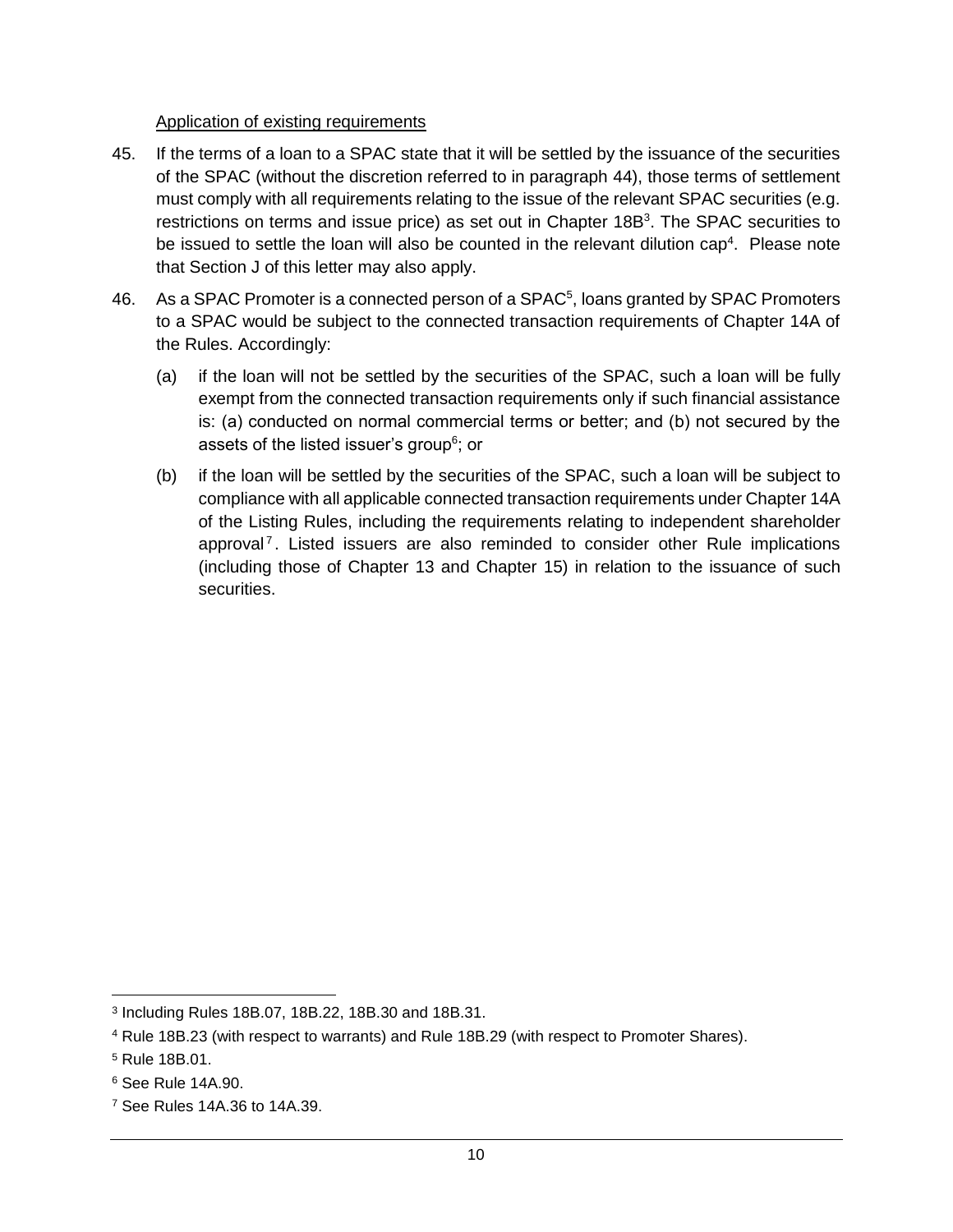Application of existing requirements

45. If the terms of a loan to a SPAC state that it will be settled by the issuance of the securities of the SPAC (without the discretion referred to in paragraph 44), those terms of settlement must comply with all requirements relating to the issue of the relevant SPAC securities (e.g. restrictions on terms and issue price) as set out in Chapter 18B[3]. The SPAC securities to be issued to settle the loan will also be counted in the relevant dilution cap[4]. Please note that Section J of this letter may also apply.

46. As a SPAC Promoter is a connected person of a SPAC[5], loans granted by SPAC Promoters to a SPAC would be subject to the connected transaction requirements of Chapter 14A of the Rules. Accordingly:

    (a) if the loan will not be settled by the securities of the SPAC, such a loan will be fully exempt from the connected transaction requirements only if such financial assistance is: (a) conducted on normal commercial terms or better; and (b) not secured by the assets of the listed issuer's group[6]; or

    (b) if the loan will be settled by the securities of the SPAC, such a loan will be subject to compliance with all applicable connected transaction requirements under Chapter 14A of the Listing Rules, including the requirements relating to independent shareholder approval[7]. Listed issuers are also reminded to consider other Rule implications (including those of Chapter 13 and Chapter 15) in relation to the issuance of such securities.

---

[3] Including Rules 18B.07, 18B.22, 18B.30 and 18B.31.

[4] Rule 18B.23 (with respect to warrants) and Rule 18B.29 (with respect to Promoter Shares).

[5] Rule 18B.01.

[6] See Rule 14A.90.

[7] See Rules 14A.36 to 14A.39.